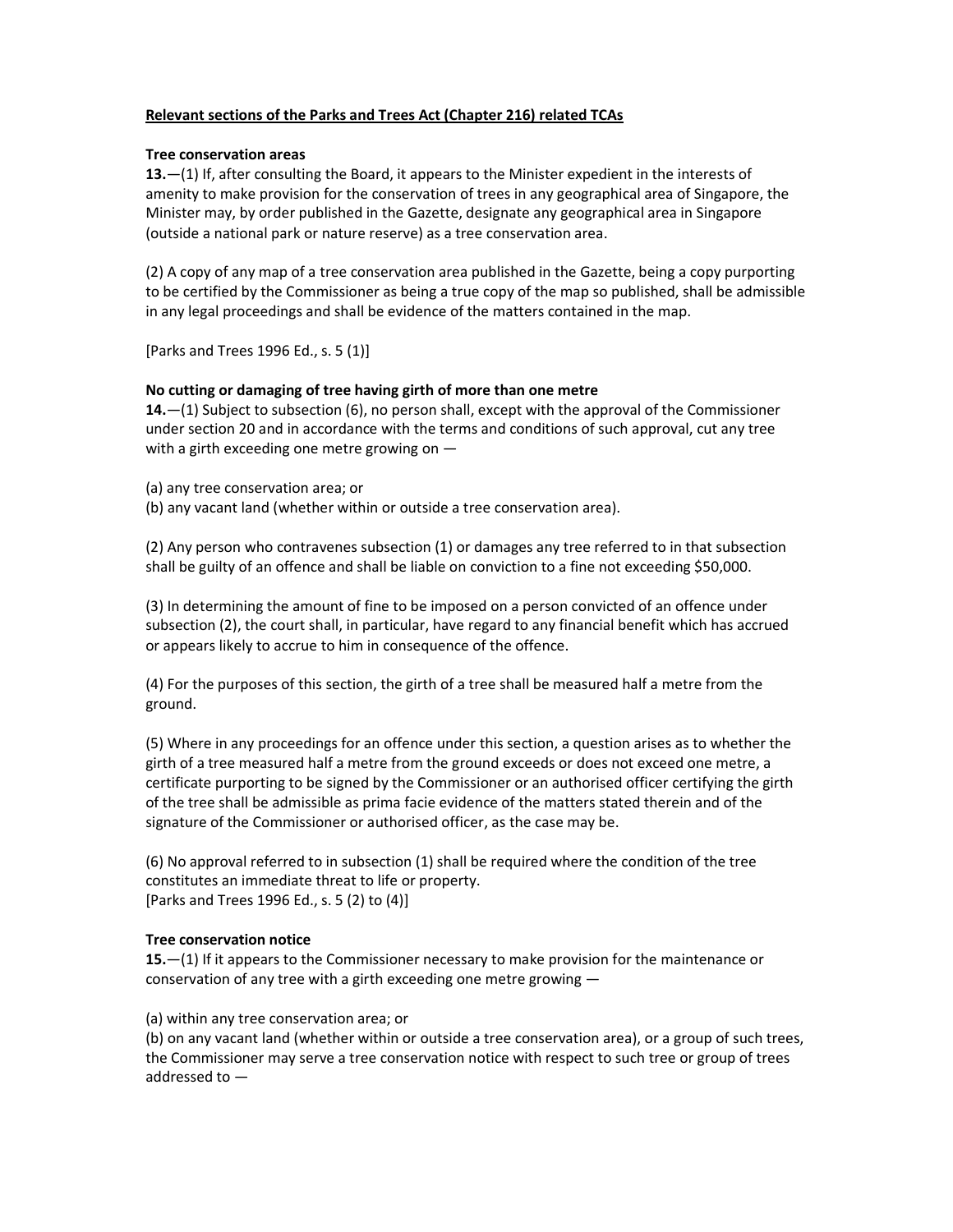**Relevant sections of the Parks and Trees Act (Chapter 216) related TCAs**

**Tree conservation areas**

**13.**—(1) If, after consulting the Board, it appears to the Minister expedient in the interests of amenity to make provision for the conservation of trees in any geographical area of Singapore, the Minister may, by order published in the Gazette, designate any geographical area in Singapore (outside a national park or nature reserve) as a tree conservation area.

(2) A copy of any map of a tree conservation area published in the Gazette, being a copy purporting to be certified by the Commissioner as being a true copy of the map so published, shall be admissible in any legal proceedings and shall be evidence of the matters contained in the map.

[Parks and Trees 1996 Ed., s. 5 (1)]

**No cutting or damaging of tree having girth of more than one metre**

**14.**—(1) Subject to subsection (6), no person shall, except with the approval of the Commissioner under section 20 and in accordance with the terms and conditions of such approval, cut any tree with a girth exceeding one metre growing on —

(a) any tree conservation area; or
(b) any vacant land (whether within or outside a tree conservation area).

(2) Any person who contravenes subsection (1) or damages any tree referred to in that subsection shall be guilty of an offence and shall be liable on conviction to a fine not exceeding $50,000.

(3) In determining the amount of fine to be imposed on a person convicted of an offence under subsection (2), the court shall, in particular, have regard to any financial benefit which has accrued or appears likely to accrue to him in consequence of the offence.

(4) For the purposes of this section, the girth of a tree shall be measured half a metre from the ground.

(5) Where in any proceedings for an offence under this section, a question arises as to whether the girth of a tree measured half a metre from the ground exceeds or does not exceed one metre, a certificate purporting to be signed by the Commissioner or an authorised officer certifying the girth of the tree shall be admissible as prima facie evidence of the matters stated therein and of the signature of the Commissioner or authorised officer, as the case may be.

(6) No approval referred to in subsection (1) shall be required where the condition of the tree constitutes an immediate threat to life or property.
[Parks and Trees 1996 Ed., s. 5 (2) to (4)]

**Tree conservation notice**

**15.**—(1) If it appears to the Commissioner necessary to make provision for the maintenance or conservation of any tree with a girth exceeding one metre growing —

(a) within any tree conservation area; or
(b) on any vacant land (whether within or outside a tree conservation area), or a group of such trees, the Commissioner may serve a tree conservation notice with respect to such tree or group of trees addressed to —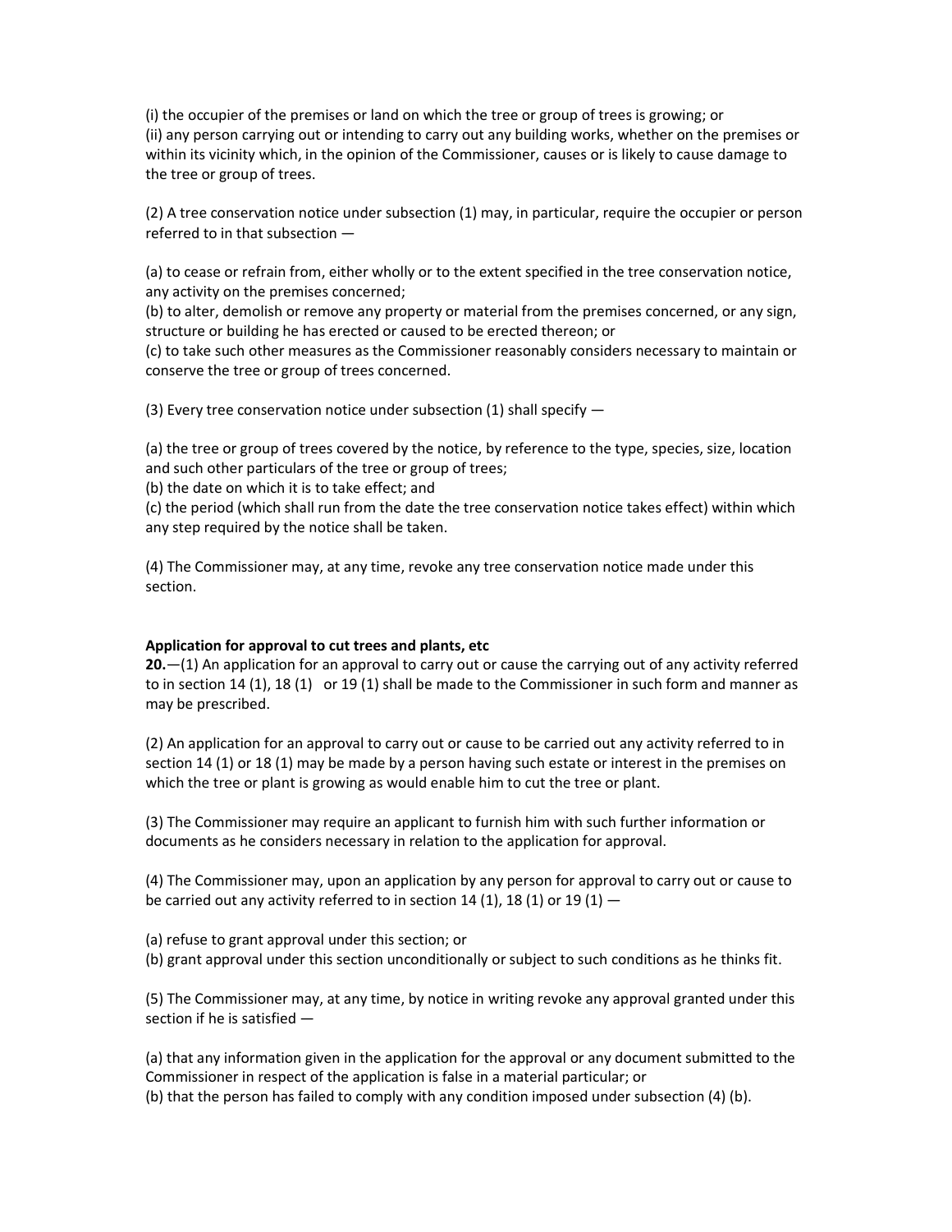(i) the occupier of the premises or land on which the tree or group of trees is growing; or
(ii) any person carrying out or intending to carry out any building works, whether on the premises or within its vicinity which, in the opinion of the Commissioner, causes or is likely to cause damage to the tree or group of trees.

(2) A tree conservation notice under subsection (1) may, in particular, require the occupier or person referred to in that subsection —

(a) to cease or refrain from, either wholly or to the extent specified in the tree conservation notice, any activity on the premises concerned;
(b) to alter, demolish or remove any property or material from the premises concerned, or any sign, structure or building he has erected or caused to be erected thereon; or
(c) to take such other measures as the Commissioner reasonably considers necessary to maintain or conserve the tree or group of trees concerned.

(3) Every tree conservation notice under subsection (1) shall specify —

(a) the tree or group of trees covered by the notice, by reference to the type, species, size, location and such other particulars of the tree or group of trees;
(b) the date on which it is to take effect; and
(c) the period (which shall run from the date the tree conservation notice takes effect) within which any step required by the notice shall be taken.

(4) The Commissioner may, at any time, revoke any tree conservation notice made under this section.

**Application for approval to cut trees and plants, etc**

**20.**—(1) An application for an approval to carry out or cause the carrying out of any activity referred to in section 14 (1), 18 (1) or 19 (1) shall be made to the Commissioner in such form and manner as may be prescribed.

(2) An application for an approval to carry out or cause to be carried out any activity referred to in section 14 (1) or 18 (1) may be made by a person having such estate or interest in the premises on which the tree or plant is growing as would enable him to cut the tree or plant.

(3) The Commissioner may require an applicant to furnish him with such further information or documents as he considers necessary in relation to the application for approval.

(4) The Commissioner may, upon an application by any person for approval to carry out or cause to be carried out any activity referred to in section 14 (1), 18 (1) or 19 (1) —

(a) refuse to grant approval under this section; or
(b) grant approval under this section unconditionally or subject to such conditions as he thinks fit.

(5) The Commissioner may, at any time, by notice in writing revoke any approval granted under this section if he is satisfied —

(a) that any information given in the application for the approval or any document submitted to the Commissioner in respect of the application is false in a material particular; or
(b) that the person has failed to comply with any condition imposed under subsection (4) (b).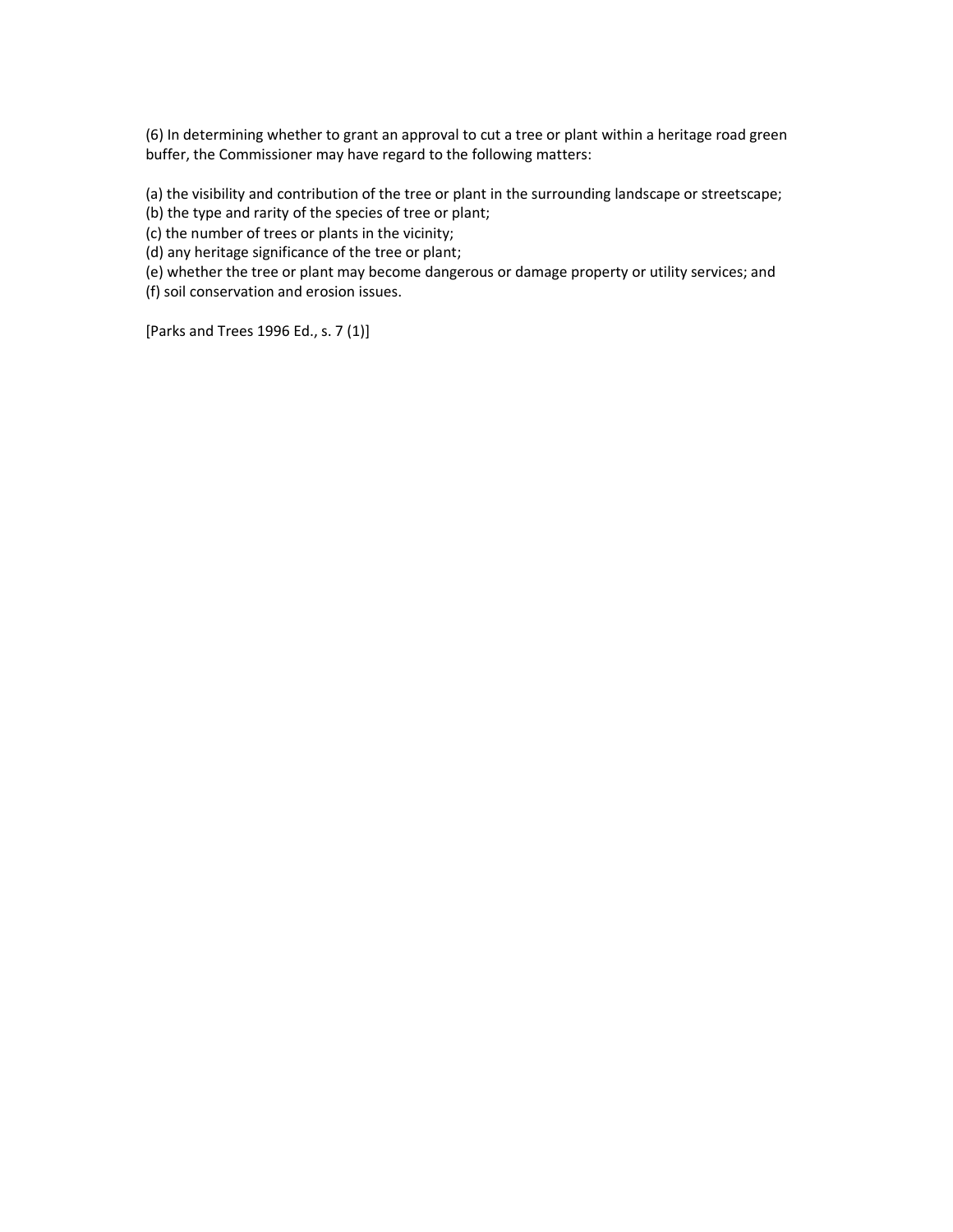(6) In determining whether to grant an approval to cut a tree or plant within a heritage road green buffer, the Commissioner may have regard to the following matters:

(a) the visibility and contribution of the tree or plant in the surrounding landscape or streetscape;
(b) the type and rarity of the species of tree or plant;
(c) the number of trees or plants in the vicinity;
(d) any heritage significance of the tree or plant;
(e) whether the tree or plant may become dangerous or damage property or utility services; and
(f) soil conservation and erosion issues.

[Parks and Trees 1996 Ed., s. 7 (1)]